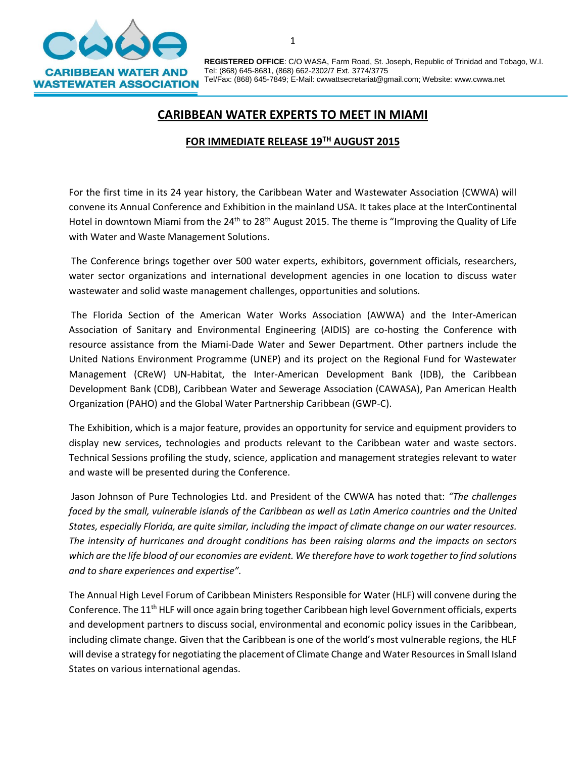**CARIBBEAN WATER AND WASTEWATER ASSOCIATION**

**REGISTERED OFFICE**: C/O WASA, Farm Road, St. Joseph, Republic of Trinidad and Tobago, W.I.
Tel: (868) 645-8681, (868) 662-2302/7 Ext. 3774/3775
Tel/Fax: (868) 645-7849; E-Mail: cwwattsecretariat@gmail.com; Website: www.cwwa.net

# CARIBBEAN WATER EXPERTS TO MEET IN MIAMI

## FOR IMMEDIATE RELEASE 19TH AUGUST 2015

For the first time in its 24 year history, the Caribbean Water and Wastewater Association (CWWA) will convene its Annual Conference and Exhibition in the mainland USA. It takes place at the InterContinental Hotel in downtown Miami from the 24th to 28th August 2015. The theme is "Improving the Quality of Life with Water and Waste Management Solutions.

The Conference brings together over 500 water experts, exhibitors, government officials, researchers, water sector organizations and international development agencies in one location to discuss water wastewater and solid waste management challenges, opportunities and solutions.

The Florida Section of the American Water Works Association (AWWA) and the Inter-American Association of Sanitary and Environmental Engineering (AIDIS) are co-hosting the Conference with resource assistance from the Miami-Dade Water and Sewer Department. Other partners include the United Nations Environment Programme (UNEP) and its project on the Regional Fund for Wastewater Management (CReW) UN-Habitat, the Inter-American Development Bank (IDB), the Caribbean Development Bank (CDB), Caribbean Water and Sewerage Association (CAWASA), Pan American Health Organization (PAHO) and the Global Water Partnership Caribbean (GWP-C).

The Exhibition, which is a major feature, provides an opportunity for service and equipment providers to display new services, technologies and products relevant to the Caribbean water and waste sectors. Technical Sessions profiling the study, science, application and management strategies relevant to water and waste will be presented during the Conference.

Jason Johnson of Pure Technologies Ltd. and President of the CWWA has noted that: *"The challenges faced by the small, vulnerable islands of the Caribbean as well as Latin America countries and the United States, especially Florida, are quite similar, including the impact of climate change on our water resources. The intensity of hurricanes and drought conditions has been raising alarms and the impacts on sectors which are the life blood of our economies are evident. We therefore have to work together to find solutions and to share experiences and expertise".*

The Annual High Level Forum of Caribbean Ministers Responsible for Water (HLF) will convene during the Conference. The 11th HLF will once again bring together Caribbean high level Government officials, experts and development partners to discuss social, environmental and economic policy issues in the Caribbean, including climate change. Given that the Caribbean is one of the world's most vulnerable regions, the HLF will devise a strategy for negotiating the placement of Climate Change and Water Resources in Small Island States on various international agendas.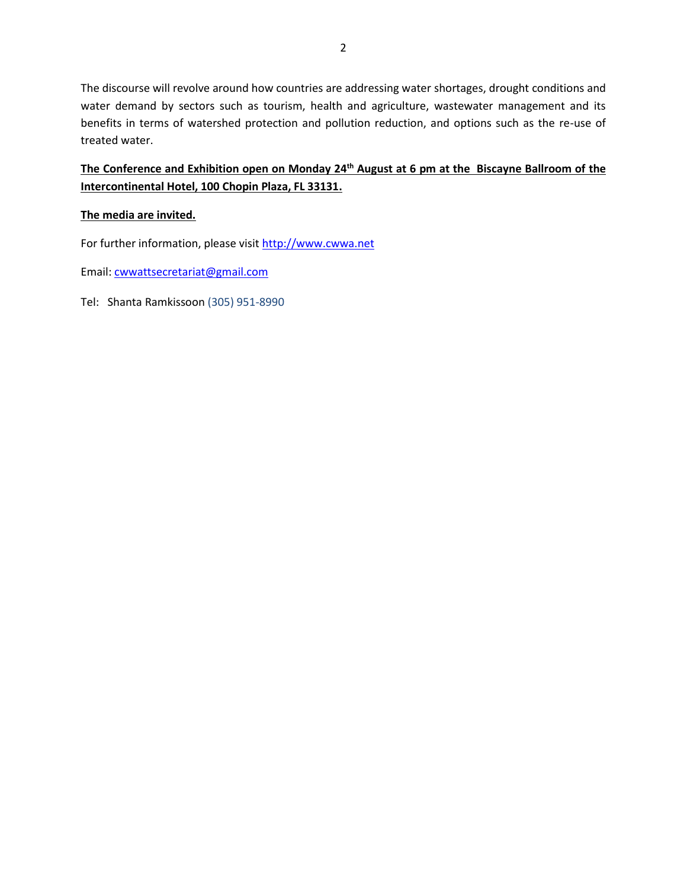The discourse will revolve around how countries are addressing water shortages, drought conditions and water demand by sectors such as tourism, health and agriculture, wastewater management and its benefits in terms of watershed protection and pollution reduction, and options such as the re-use of treated water.

**The Conference and Exhibition open on Monday 24th August at 6 pm at the Biscayne Ballroom of the Intercontinental Hotel, 100 Chopin Plaza, FL 33131.**

**The media are invited.**

For further information, please visit http://www.cwwa.net

Email: cwwattsecretariat@gmail.com

Tel: Shanta Ramkissoon (305) 951-8990